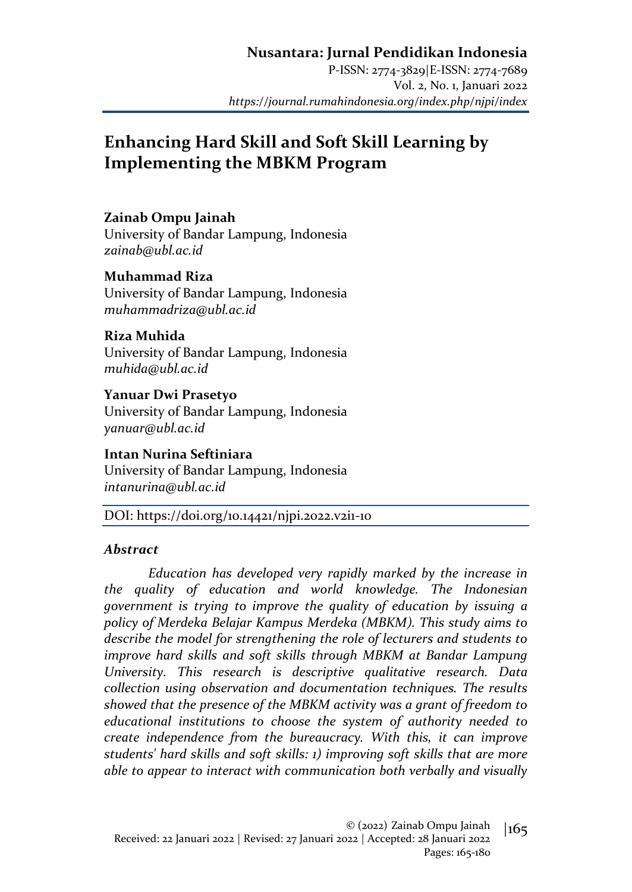# Enhancing Hard Skill and Soft Skill Learning by Implementing the MBKM Program

**Zainab Ompu Jainah**
University of Bandar Lampung, Indonesia
*zainab@ubl.ac.id*

**Muhammad Riza**
University of Bandar Lampung, Indonesia
*muhammadriza@ubl.ac.id*

**Riza Muhida**
University of Bandar Lampung, Indonesia
*muhida@ubl.ac.id*

**Yanuar Dwi Prasetyo**
University of Bandar Lampung, Indonesia
*yanuar@ubl.ac.id*

**Intan Nurina Seftiniara**
University of Bandar Lampung, Indonesia
*intanurina@ubl.ac.id*

DOI: https://doi.org/10.14421/njpi.2022.v2i1-10

### *Abstract*

*Education has developed very rapidly marked by the increase in the quality of education and world knowledge. The Indonesian government is trying to improve the quality of education by issuing a policy of Merdeka Belajar Kampus Merdeka (MBKM). This study aims to describe the model for strengthening the role of lecturers and students to improve hard skills and soft skills through MBKM at Bandar Lampung University. This research is descriptive qualitative research. Data collection using observation and documentation techniques. The results showed that the presence of the MBKM activity was a grant of freedom to educational institutions to choose the system of authority needed to create independence from the bureaucracy. With this, it can improve students' hard skills and soft skills: 1) improving soft skills that are more able to appear to interact with communication both verbally and visually*

© (2022) Zainab Ompu Jainah
Received: 22 Januari 2022 | Revised: 27 Januari 2022 | Accepted: 28 Januari 2022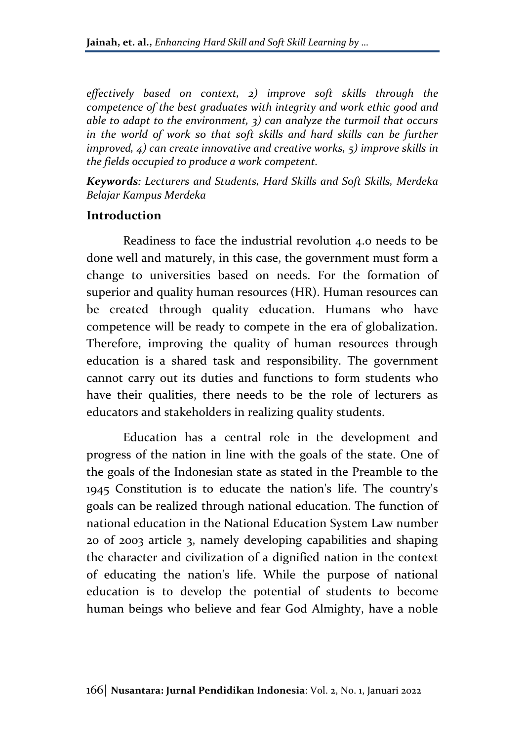*effectively based on context, 2) improve soft skills through the competence of the best graduates with integrity and work ethic good and able to adapt to the environment, 3) can analyze the turmoil that occurs in the world of work so that soft skills and hard skills can be further improved, 4) can create innovative and creative works, 5) improve skills in the fields occupied to produce a work competent.*

***Keywords**: Lecturers and Students, Hard Skills and Soft Skills, Merdeka Belajar Kampus Merdeka*

## Introduction

Readiness to face the industrial revolution 4.0 needs to be done well and maturely, in this case, the government must form a change to universities based on needs. For the formation of superior and quality human resources (HR). Human resources can be created through quality education. Humans who have competence will be ready to compete in the era of globalization. Therefore, improving the quality of human resources through education is a shared task and responsibility. The government cannot carry out its duties and functions to form students who have their qualities, there needs to be the role of lecturers as educators and stakeholders in realizing quality students.

Education has a central role in the development and progress of the nation in line with the goals of the state. One of the goals of the Indonesian state as stated in the Preamble to the 1945 Constitution is to educate the nation's life. The country's goals can be realized through national education. The function of national education in the National Education System Law number 20 of 2003 article 3, namely developing capabilities and shaping the character and civilization of a dignified nation in the context of educating the nation's life. While the purpose of national education is to develop the potential of students to become human beings who believe and fear God Almighty, have a noble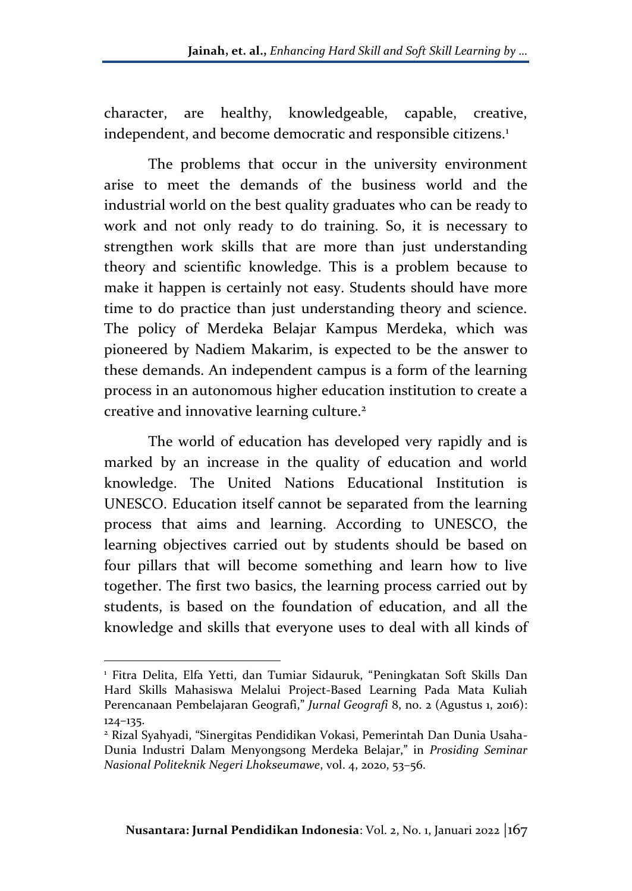character, are healthy, knowledgeable, capable, creative, independent, and become democratic and responsible citizens.[1]

The problems that occur in the university environment arise to meet the demands of the business world and the industrial world on the best quality graduates who can be ready to work and not only ready to do training. So, it is necessary to strengthen work skills that are more than just understanding theory and scientific knowledge. This is a problem because to make it happen is certainly not easy. Students should have more time to do practice than just understanding theory and science. The policy of Merdeka Belajar Kampus Merdeka, which was pioneered by Nadiem Makarim, is expected to be the answer to these demands. An independent campus is a form of the learning process in an autonomous higher education institution to create a creative and innovative learning culture.[2]

The world of education has developed very rapidly and is marked by an increase in the quality of education and world knowledge. The United Nations Educational Institution is UNESCO. Education itself cannot be separated from the learning process that aims and learning. According to UNESCO, the learning objectives carried out by students should be based on four pillars that will become something and learn how to live together. The first two basics, the learning process carried out by students, is based on the foundation of education, and all the knowledge and skills that everyone uses to deal with all kinds of

---

[1] Fitra Delita, Elfa Yetti, dan Tumiar Sidauruk, "Peningkatan Soft Skills Dan Hard Skills Mahasiswa Melalui Project-Based Learning Pada Mata Kuliah Perencanaan Pembelajaran Geografi," *Jurnal Geografi* 8, no. 2 (Agustus 1, 2016): 124–135.

[2] Rizal Syahyadi, "Sinergitas Pendidikan Vokasi, Pemerintah Dan Dunia Usaha-Dunia Industri Dalam Menyongsong Merdeka Belajar," in *Prosiding Seminar Nasional Politeknik Negeri Lhokseumawe*, vol. 4, 2020, 53–56.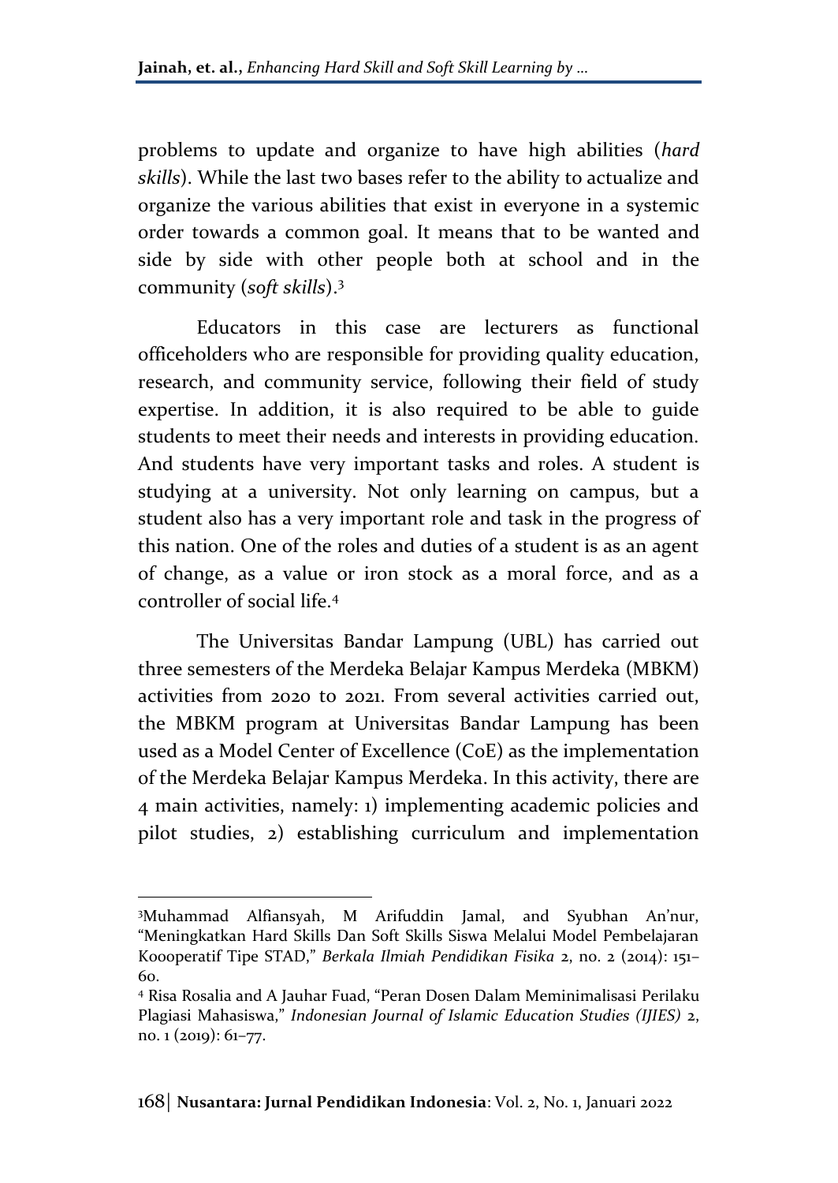problems to update and organize to have high abilities (*hard skills*). While the last two bases refer to the ability to actualize and organize the various abilities that exist in everyone in a systemic order towards a common goal. It means that to be wanted and side by side with other people both at school and in the community (*soft skills*).[3]

Educators in this case are lecturers as functional officeholders who are responsible for providing quality education, research, and community service, following their field of study expertise. In addition, it is also required to be able to guide students to meet their needs and interests in providing education. And students have very important tasks and roles. A student is studying at a university. Not only learning on campus, but a student also has a very important role and task in the progress of this nation. One of the roles and duties of a student is as an agent of change, as a value or iron stock as a moral force, and as a controller of social life.[4]

The Universitas Bandar Lampung (UBL) has carried out three semesters of the Merdeka Belajar Kampus Merdeka (MBKM) activities from 2020 to 2021. From several activities carried out, the MBKM program at Universitas Bandar Lampung has been used as a Model Center of Excellence (CoE) as the implementation of the Merdeka Belajar Kampus Merdeka. In this activity, there are 4 main activities, namely: 1) implementing academic policies and pilot studies, 2) establishing curriculum and implementation

---

[3] Muhammad Alfiansyah, M Arifuddin Jamal, and Syubhan An'nur, "Meningkatkan Hard Skills Dan Soft Skills Siswa Melalui Model Pembelajaran Koooperatif Tipe STAD," *Berkala Ilmiah Pendidikan Fisika* 2, no. 2 (2014): 151–60.

[4] Risa Rosalia and A Jauhar Fuad, "Peran Dosen Dalam Meminimalisasi Perilaku Plagiasi Mahasiswa," *Indonesian Journal of Islamic Education Studies (IJIES)* 2, no. 1 (2019): 61–77.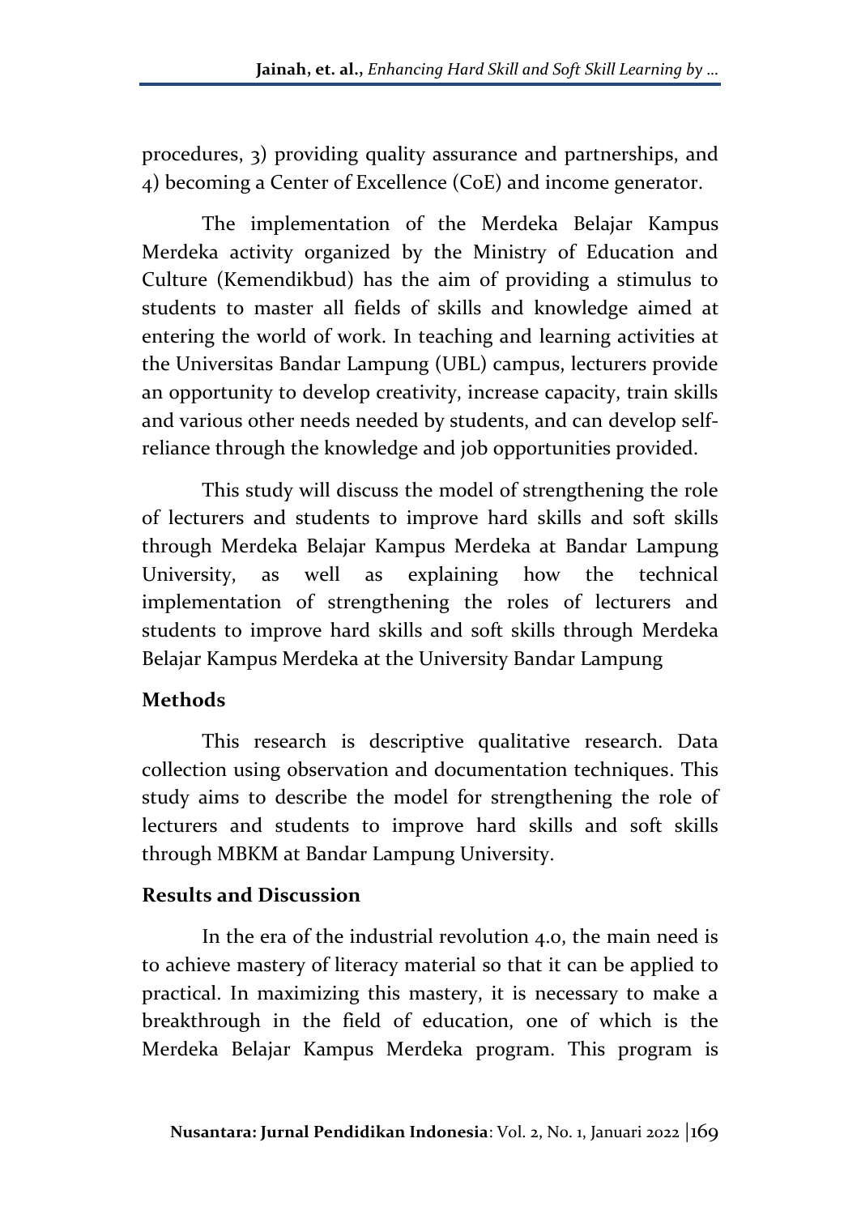procedures, 3) providing quality assurance and partnerships, and 4) becoming a Center of Excellence (CoE) and income generator.

The implementation of the Merdeka Belajar Kampus Merdeka activity organized by the Ministry of Education and Culture (Kemendikbud) has the aim of providing a stimulus to students to master all fields of skills and knowledge aimed at entering the world of work. In teaching and learning activities at the Universitas Bandar Lampung (UBL) campus, lecturers provide an opportunity to develop creativity, increase capacity, train skills and various other needs needed by students, and can develop self-reliance through the knowledge and job opportunities provided.

This study will discuss the model of strengthening the role of lecturers and students to improve hard skills and soft skills through Merdeka Belajar Kampus Merdeka at Bandar Lampung University, as well as explaining how the technical implementation of strengthening the roles of lecturers and students to improve hard skills and soft skills through Merdeka Belajar Kampus Merdeka at the University Bandar Lampung

## Methods

This research is descriptive qualitative research. Data collection using observation and documentation techniques. This study aims to describe the model for strengthening the role of lecturers and students to improve hard skills and soft skills through MBKM at Bandar Lampung University.

## Results and Discussion

In the era of the industrial revolution 4.0, the main need is to achieve mastery of literacy material so that it can be applied to practical. In maximizing this mastery, it is necessary to make a breakthrough in the field of education, one of which is the Merdeka Belajar Kampus Merdeka program. This program is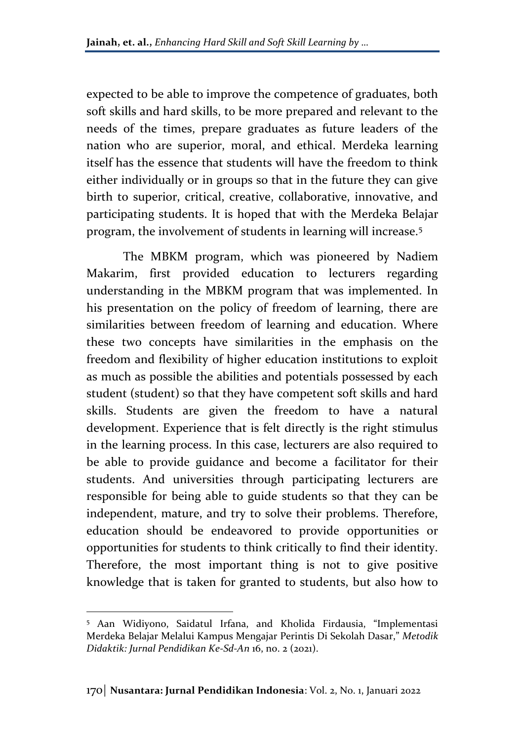expected to be able to improve the competence of graduates, both soft skills and hard skills, to be more prepared and relevant to the needs of the times, prepare graduates as future leaders of the nation who are superior, moral, and ethical. Merdeka learning itself has the essence that students will have the freedom to think either individually or in groups so that in the future they can give birth to superior, critical, creative, collaborative, innovative, and participating students. It is hoped that with the Merdeka Belajar program, the involvement of students in learning will increase.[5]

The MBKM program, which was pioneered by Nadiem Makarim, first provided education to lecturers regarding understanding in the MBKM program that was implemented. In his presentation on the policy of freedom of learning, there are similarities between freedom of learning and education. Where these two concepts have similarities in the emphasis on the freedom and flexibility of higher education institutions to exploit as much as possible the abilities and potentials possessed by each student (student) so that they have competent soft skills and hard skills. Students are given the freedom to have a natural development. Experience that is felt directly is the right stimulus in the learning process. In this case, lecturers are also required to be able to provide guidance and become a facilitator for their students. And universities through participating lecturers are responsible for being able to guide students so that they can be independent, mature, and try to solve their problems. Therefore, education should be endeavored to provide opportunities or opportunities for students to think critically to find their identity. Therefore, the most important thing is not to give positive knowledge that is taken for granted to students, but also how to

---

[5] Aan Widiyono, Saidatul Irfana, and Kholida Firdausia, "Implementasi Merdeka Belajar Melalui Kampus Mengajar Perintis Di Sekolah Dasar," *Metodik Didaktik: Jurnal Pendidikan Ke-Sd-An* 16, no. 2 (2021).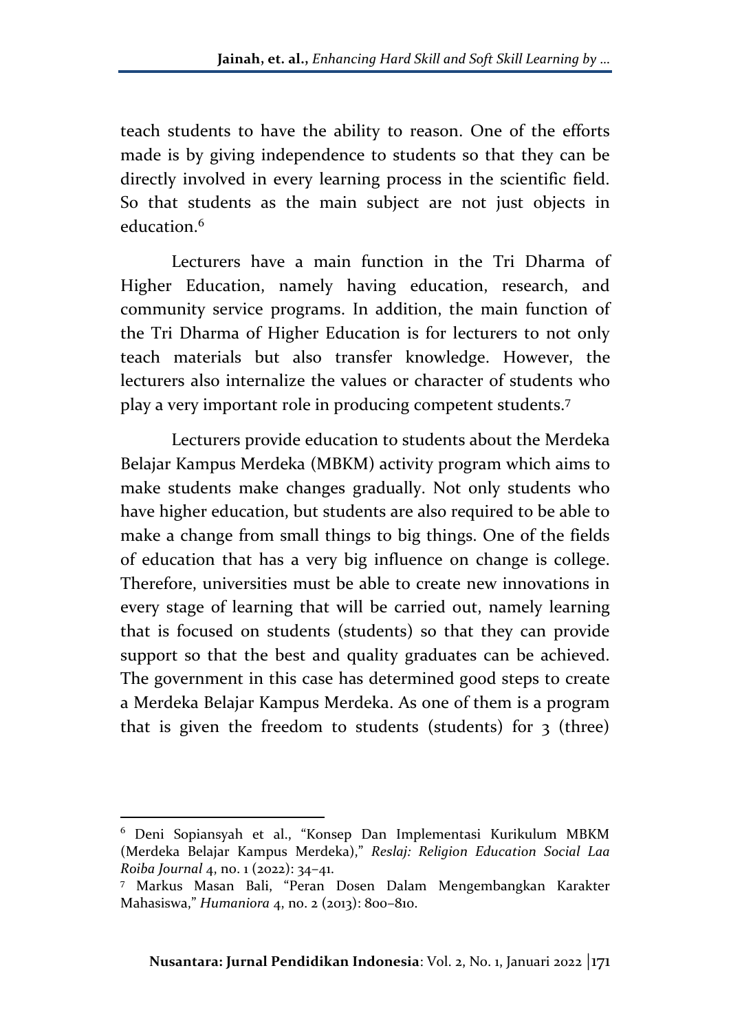teach students to have the ability to reason. One of the efforts made is by giving independence to students so that they can be directly involved in every learning process in the scientific field. So that students as the main subject are not just objects in education.[6]

Lecturers have a main function in the Tri Dharma of Higher Education, namely having education, research, and community service programs. In addition, the main function of the Tri Dharma of Higher Education is for lecturers to not only teach materials but also transfer knowledge. However, the lecturers also internalize the values or character of students who play a very important role in producing competent students.[7]

Lecturers provide education to students about the Merdeka Belajar Kampus Merdeka (MBKM) activity program which aims to make students make changes gradually. Not only students who have higher education, but students are also required to be able to make a change from small things to big things. One of the fields of education that has a very big influence on change is college. Therefore, universities must be able to create new innovations in every stage of learning that will be carried out, namely learning that is focused on students (students) so that they can provide support so that the best and quality graduates can be achieved. The government in this case has determined good steps to create a Merdeka Belajar Kampus Merdeka. As one of them is a program that is given the freedom to students (students) for 3 (three)

---

[6] Deni Sopiansyah et al., "Konsep Dan Implementasi Kurikulum MBKM (Merdeka Belajar Kampus Merdeka)," *Reslaj: Religion Education Social Laa Roiba Journal* 4, no. 1 (2022): 34–41.

[7] Markus Masan Bali, "Peran Dosen Dalam Mengembangkan Karakter Mahasiswa," *Humaniora* 4, no. 2 (2013): 800–810.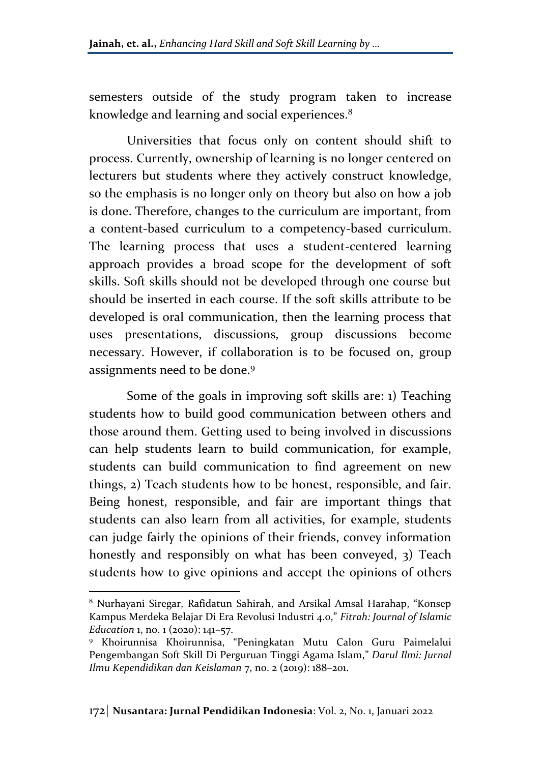semesters outside of the study program taken to increase knowledge and learning and social experiences.[8]

Universities that focus only on content should shift to process. Currently, ownership of learning is no longer centered on lecturers but students where they actively construct knowledge, so the emphasis is no longer only on theory but also on how a job is done. Therefore, changes to the curriculum are important, from a content-based curriculum to a competency-based curriculum. The learning process that uses a student-centered learning approach provides a broad scope for the development of soft skills. Soft skills should not be developed through one course but should be inserted in each course. If the soft skills attribute to be developed is oral communication, then the learning process that uses presentations, discussions, group discussions become necessary. However, if collaboration is to be focused on, group assignments need to be done.[9]

Some of the goals in improving soft skills are: 1) Teaching students how to build good communication between others and those around them. Getting used to being involved in discussions can help students learn to build communication, for example, students can build communication to find agreement on new things, 2) Teach students how to be honest, responsible, and fair. Being honest, responsible, and fair are important things that students can also learn from all activities, for example, students can judge fairly the opinions of their friends, convey information honestly and responsibly on what has been conveyed, 3) Teach students how to give opinions and accept the opinions of others

---

[8] Nurhayani Siregar, Rafidatun Sahirah, and Arsikal Amsal Harahap, "Konsep Kampus Merdeka Belajar Di Era Revolusi Industri 4.0," *Fitrah: Journal of Islamic Education* 1, no. 1 (2020): 141–57.

[9] Khoirunnisa Khoirunnisa, "Peningkatan Mutu Calon Guru Paimelalui Pengembangan Soft Skill Di Perguruan Tinggi Agama Islam," *Darul Ilmi: Jurnal Ilmu Kependidikan dan Keislaman* 7, no. 2 (2019): 188–201.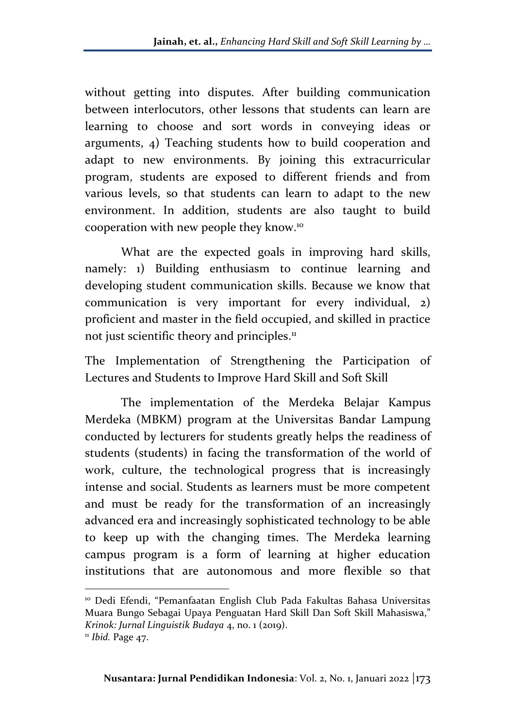without getting into disputes. After building communication between interlocutors, other lessons that students can learn are learning to choose and sort words in conveying ideas or arguments, 4) Teaching students how to build cooperation and adapt to new environments. By joining this extracurricular program, students are exposed to different friends and from various levels, so that students can learn to adapt to the new environment. In addition, students are also taught to build cooperation with new people they know.[10]

What are the expected goals in improving hard skills, namely: 1) Building enthusiasm to continue learning and developing student communication skills. Because we know that communication is very important for every individual, 2) proficient and master in the field occupied, and skilled in practice not just scientific theory and principles.[11]

## The Implementation of Strengthening the Participation of Lectures and Students to Improve Hard Skill and Soft Skill

The implementation of the Merdeka Belajar Kampus Merdeka (MBKM) program at the Universitas Bandar Lampung conducted by lecturers for students greatly helps the readiness of students (students) in facing the transformation of the world of work, culture, the technological progress that is increasingly intense and social. Students as learners must be more competent and must be ready for the transformation of an increasingly advanced era and increasingly sophisticated technology to be able to keep up with the changing times. The Merdeka learning campus program is a form of learning at higher education institutions that are autonomous and more flexible so that

---

[10] Dedi Efendi, "Pemanfaatan English Club Pada Fakultas Bahasa Universitas Muara Bungo Sebagai Upaya Penguatan Hard Skill Dan Soft Skill Mahasiswa," *Krinok: Jurnal Linguistik Budaya* 4, no. 1 (2019).

[11] *Ibid.* Page 47.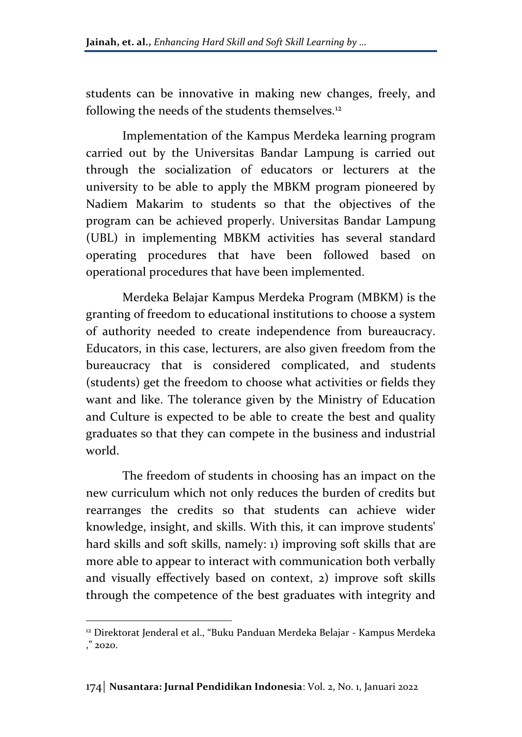students can be innovative in making new changes, freely, and following the needs of the students themselves.[12]

Implementation of the Kampus Merdeka learning program carried out by the Universitas Bandar Lampung is carried out through the socialization of educators or lecturers at the university to be able to apply the MBKM program pioneered by Nadiem Makarim to students so that the objectives of the program can be achieved properly. Universitas Bandar Lampung (UBL) in implementing MBKM activities has several standard operating procedures that have been followed based on operational procedures that have been implemented.

Merdeka Belajar Kampus Merdeka Program (MBKM) is the granting of freedom to educational institutions to choose a system of authority needed to create independence from bureaucracy. Educators, in this case, lecturers, are also given freedom from the bureaucracy that is considered complicated, and students (students) get the freedom to choose what activities or fields they want and like. The tolerance given by the Ministry of Education and Culture is expected to be able to create the best and quality graduates so that they can compete in the business and industrial world.

The freedom of students in choosing has an impact on the new curriculum which not only reduces the burden of credits but rearranges the credits so that students can achieve wider knowledge, insight, and skills. With this, it can improve students' hard skills and soft skills, namely: 1) improving soft skills that are more able to appear to interact with communication both verbally and visually effectively based on context, 2) improve soft skills through the competence of the best graduates with integrity and

[12] Direktorat Jenderal et al., "Buku Panduan Merdeka Belajar - Kampus Merdeka ," 2020.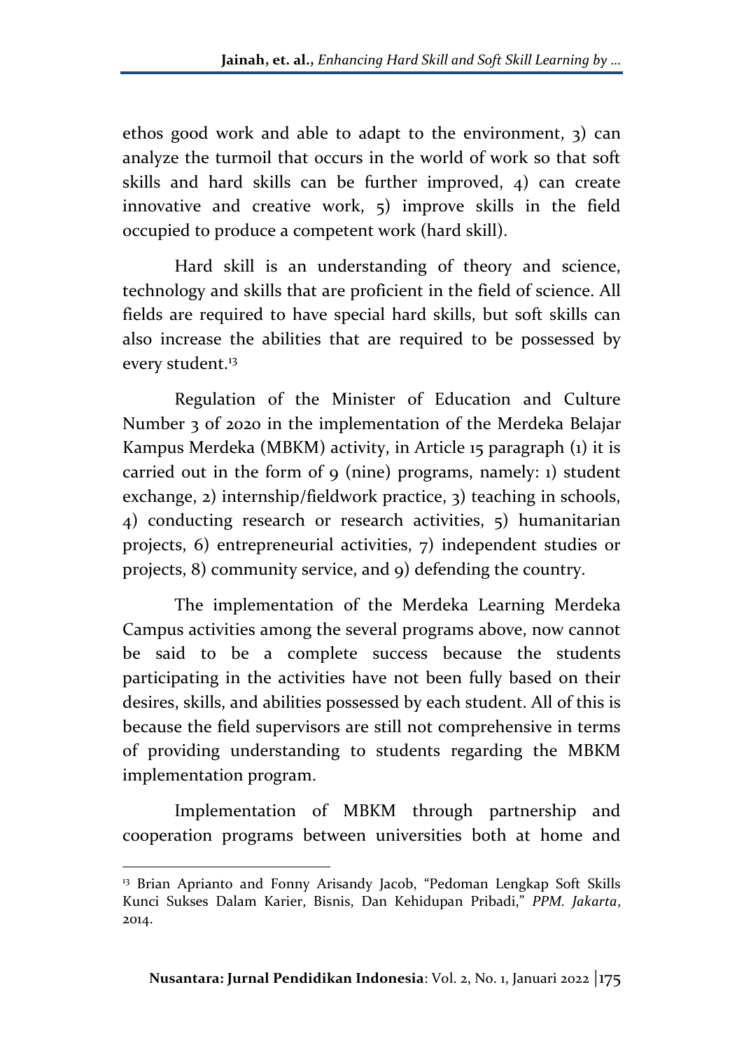ethos good work and able to adapt to the environment, 3) can analyze the turmoil that occurs in the world of work so that soft skills and hard skills can be further improved, 4) can create innovative and creative work, 5) improve skills in the field occupied to produce a competent work (hard skill).

Hard skill is an understanding of theory and science, technology and skills that are proficient in the field of science. All fields are required to have special hard skills, but soft skills can also increase the abilities that are required to be possessed by every student.[13]

Regulation of the Minister of Education and Culture Number 3 of 2020 in the implementation of the Merdeka Belajar Kampus Merdeka (MBKM) activity, in Article 15 paragraph (1) it is carried out in the form of 9 (nine) programs, namely: 1) student exchange, 2) internship/fieldwork practice, 3) teaching in schools, 4) conducting research or research activities, 5) humanitarian projects, 6) entrepreneurial activities, 7) independent studies or projects, 8) community service, and 9) defending the country.

The implementation of the Merdeka Learning Merdeka Campus activities among the several programs above, now cannot be said to be a complete success because the students participating in the activities have not been fully based on their desires, skills, and abilities possessed by each student. All of this is because the field supervisors are still not comprehensive in terms of providing understanding to students regarding the MBKM implementation program.

Implementation of MBKM through partnership and cooperation programs between universities both at home and

---

[13] Brian Aprianto and Fonny Arisandy Jacob, "Pedoman Lengkap Soft Skills Kunci Sukses Dalam Karier, Bisnis, Dan Kehidupan Pribadi," *PPM. Jakarta*, 2014.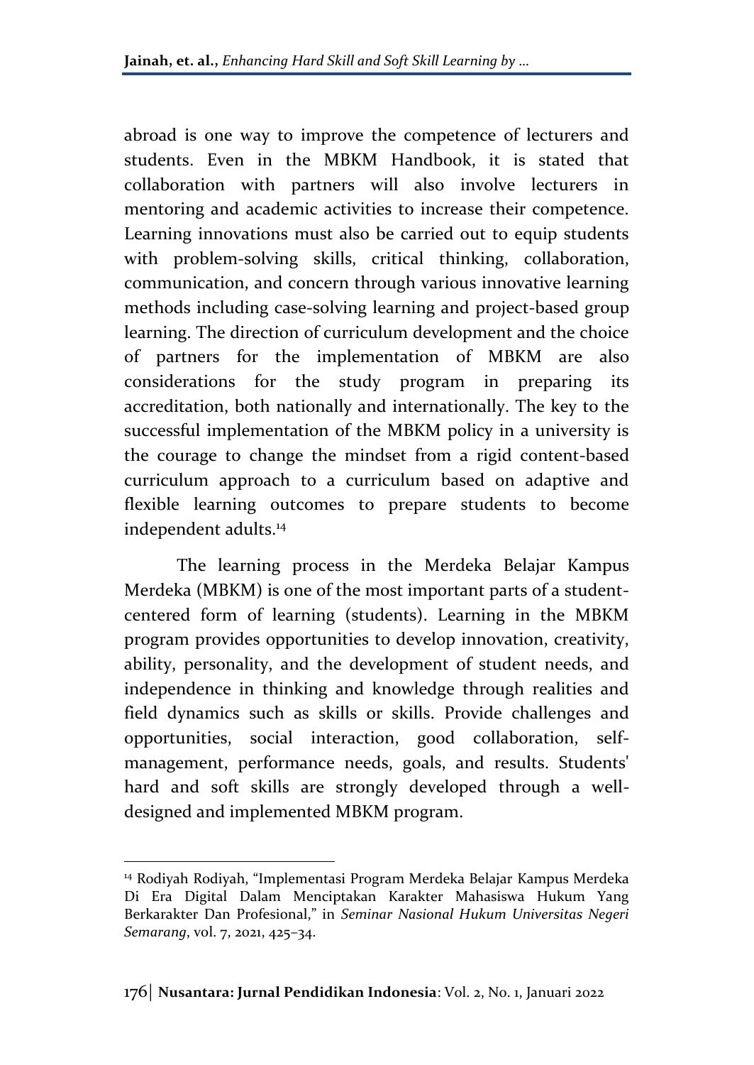abroad is one way to improve the competence of lecturers and students. Even in the MBKM Handbook, it is stated that collaboration with partners will also involve lecturers in mentoring and academic activities to increase their competence. Learning innovations must also be carried out to equip students with problem-solving skills, critical thinking, collaboration, communication, and concern through various innovative learning methods including case-solving learning and project-based group learning. The direction of curriculum development and the choice of partners for the implementation of MBKM are also considerations for the study program in preparing its accreditation, both nationally and internationally. The key to the successful implementation of the MBKM policy in a university is the courage to change the mindset from a rigid content-based curriculum approach to a curriculum based on adaptive and flexible learning outcomes to prepare students to become independent adults.[14]

The learning process in the Merdeka Belajar Kampus Merdeka (MBKM) is one of the most important parts of a student-centered form of learning (students). Learning in the MBKM program provides opportunities to develop innovation, creativity, ability, personality, and the development of student needs, and independence in thinking and knowledge through realities and field dynamics such as skills or skills. Provide challenges and opportunities, social interaction, good collaboration, self-management, performance needs, goals, and results. Students' hard and soft skills are strongly developed through a well-designed and implemented MBKM program.

---

[14] Rodiyah Rodiyah, "Implementasi Program Merdeka Belajar Kampus Merdeka Di Era Digital Dalam Menciptakan Karakter Mahasiswa Hukum Yang Berkarakter Dan Profesional," in *Seminar Nasional Hukum Universitas Negeri Semarang*, vol. 7, 2021, 425–34.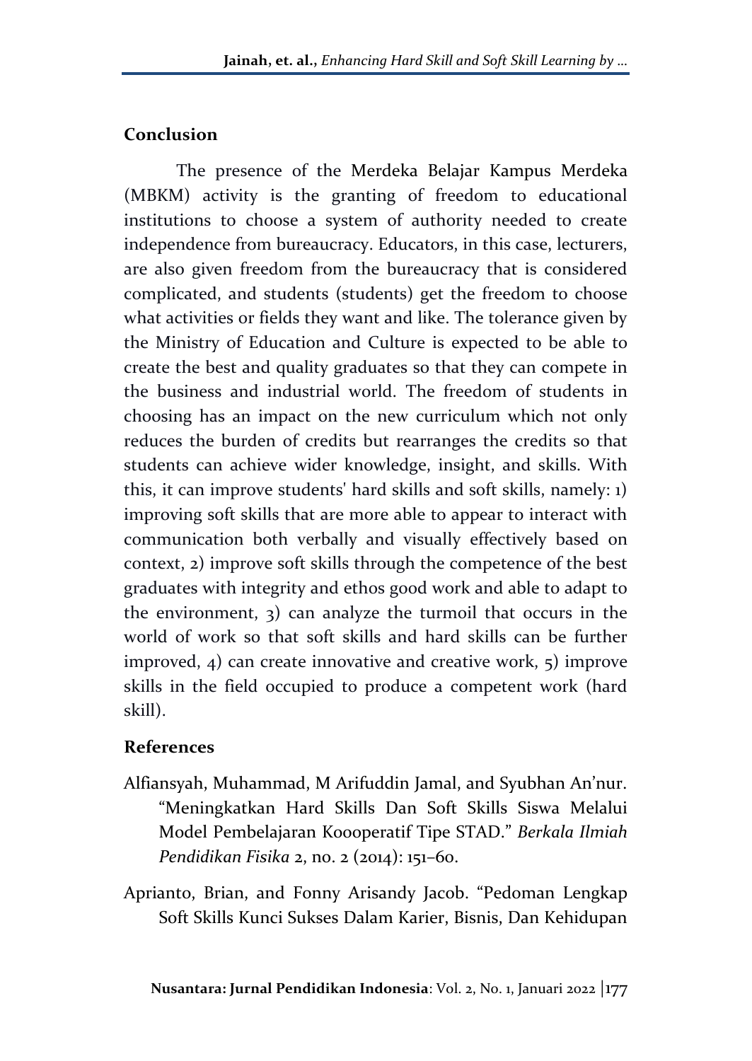## Conclusion

The presence of the Merdeka Belajar Kampus Merdeka (MBKM) activity is the granting of freedom to educational institutions to choose a system of authority needed to create independence from bureaucracy. Educators, in this case, lecturers, are also given freedom from the bureaucracy that is considered complicated, and students (students) get the freedom to choose what activities or fields they want and like. The tolerance given by the Ministry of Education and Culture is expected to be able to create the best and quality graduates so that they can compete in the business and industrial world. The freedom of students in choosing has an impact on the new curriculum which not only reduces the burden of credits but rearranges the credits so that students can achieve wider knowledge, insight, and skills. With this, it can improve students' hard skills and soft skills, namely: 1) improving soft skills that are more able to appear to interact with communication both verbally and visually effectively based on context, 2) improve soft skills through the competence of the best graduates with integrity and ethos good work and able to adapt to the environment, 3) can analyze the turmoil that occurs in the world of work so that soft skills and hard skills can be further improved, 4) can create innovative and creative work, 5) improve skills in the field occupied to produce a competent work (hard skill).

## References

Alfiansyah, Muhammad, M Arifuddin Jamal, and Syubhan An'nur. "Meningkatkan Hard Skills Dan Soft Skills Siswa Melalui Model Pembelajaran Koooperatif Tipe STAD." *Berkala Ilmiah Pendidikan Fisika* 2, no. 2 (2014): 151–60.

Aprianto, Brian, and Fonny Arisandy Jacob. "Pedoman Lengkap Soft Skills Kunci Sukses Dalam Karier, Bisnis, Dan Kehidupan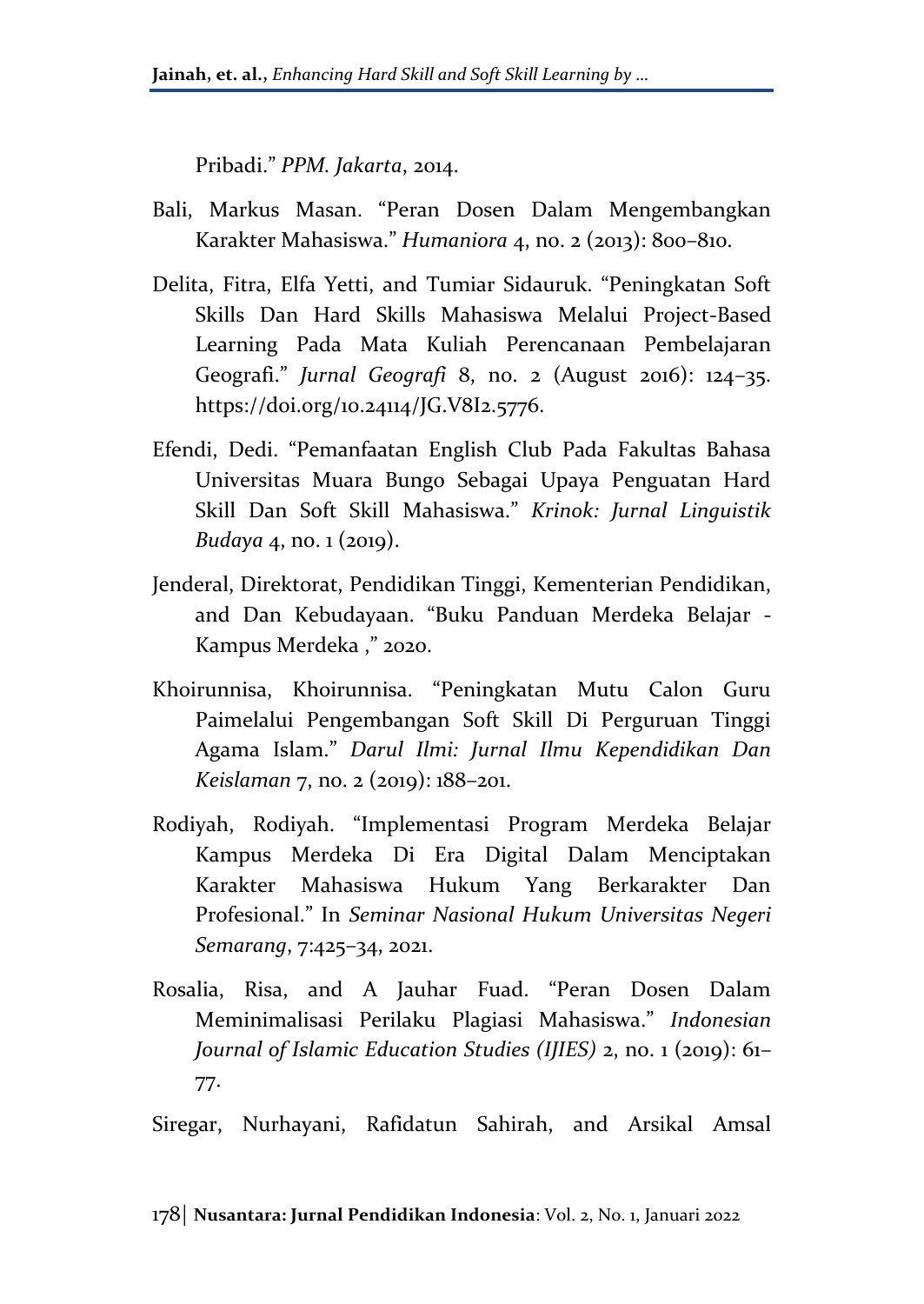Pribadi." *PPM. Jakarta*, 2014.

Bali, Markus Masan. "Peran Dosen Dalam Mengembangkan Karakter Mahasiswa." *Humaniora* 4, no. 2 (2013): 800–810.

Delita, Fitra, Elfa Yetti, and Tumiar Sidauruk. "Peningkatan Soft Skills Dan Hard Skills Mahasiswa Melalui Project-Based Learning Pada Mata Kuliah Perencanaan Pembelajaran Geografi." *Jurnal Geografi* 8, no. 2 (August 2016): 124–35. https://doi.org/10.24114/JG.V8I2.5776.

Efendi, Dedi. "Pemanfaatan English Club Pada Fakultas Bahasa Universitas Muara Bungo Sebagai Upaya Penguatan Hard Skill Dan Soft Skill Mahasiswa." *Krinok: Jurnal Linguistik Budaya* 4, no. 1 (2019).

Jenderal, Direktorat, Pendidikan Tinggi, Kementerian Pendidikan, and Dan Kebudayaan. "Buku Panduan Merdeka Belajar - Kampus Merdeka ," 2020.

Khoirunnisa, Khoirunnisa. "Peningkatan Mutu Calon Guru Paimelalui Pengembangan Soft Skill Di Perguruan Tinggi Agama Islam." *Darul Ilmi: Jurnal Ilmu Kependidikan Dan Keislaman* 7, no. 2 (2019): 188–201.

Rodiyah, Rodiyah. "Implementasi Program Merdeka Belajar Kampus Merdeka Di Era Digital Dalam Menciptakan Karakter Mahasiswa Hukum Yang Berkarakter Dan Profesional." In *Seminar Nasional Hukum Universitas Negeri Semarang*, 7:425–34, 2021.

Rosalia, Risa, and A Jauhar Fuad. "Peran Dosen Dalam Meminimalisasi Perilaku Plagiasi Mahasiswa." *Indonesian Journal of Islamic Education Studies (IJIES)* 2, no. 1 (2019): 61–77.

Siregar, Nurhayani, Rafidatun Sahirah, and Arsikal Amsal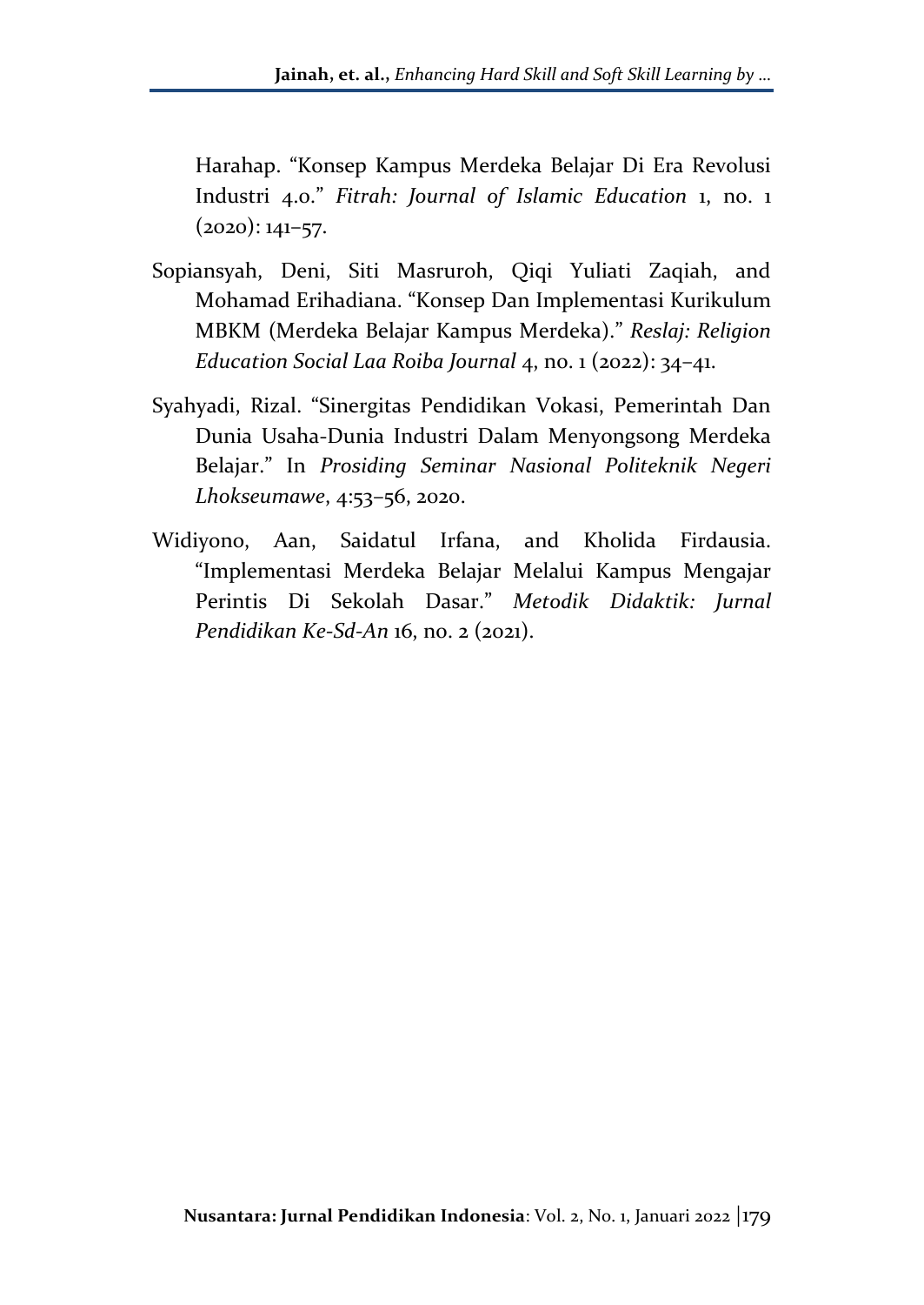Harahap. "Konsep Kampus Merdeka Belajar Di Era Revolusi Industri 4.0." *Fitrah: Journal of Islamic Education* 1, no. 1 (2020): 141–57.

Sopiansyah, Deni, Siti Masruroh, Qiqi Yuliati Zaqiah, and Mohamad Erihadiana. "Konsep Dan Implementasi Kurikulum MBKM (Merdeka Belajar Kampus Merdeka)." *Reslaj: Religion Education Social Laa Roiba Journal* 4, no. 1 (2022): 34–41.

Syahyadi, Rizal. "Sinergitas Pendidikan Vokasi, Pemerintah Dan Dunia Usaha-Dunia Industri Dalam Menyongsong Merdeka Belajar." In *Prosiding Seminar Nasional Politeknik Negeri Lhokseumawe*, 4:53–56, 2020.

Widiyono, Aan, Saidatul Irfana, and Kholida Firdausia. "Implementasi Merdeka Belajar Melalui Kampus Mengajar Perintis Di Sekolah Dasar." *Metodik Didaktik: Jurnal Pendidikan Ke-Sd-An* 16, no. 2 (2021).